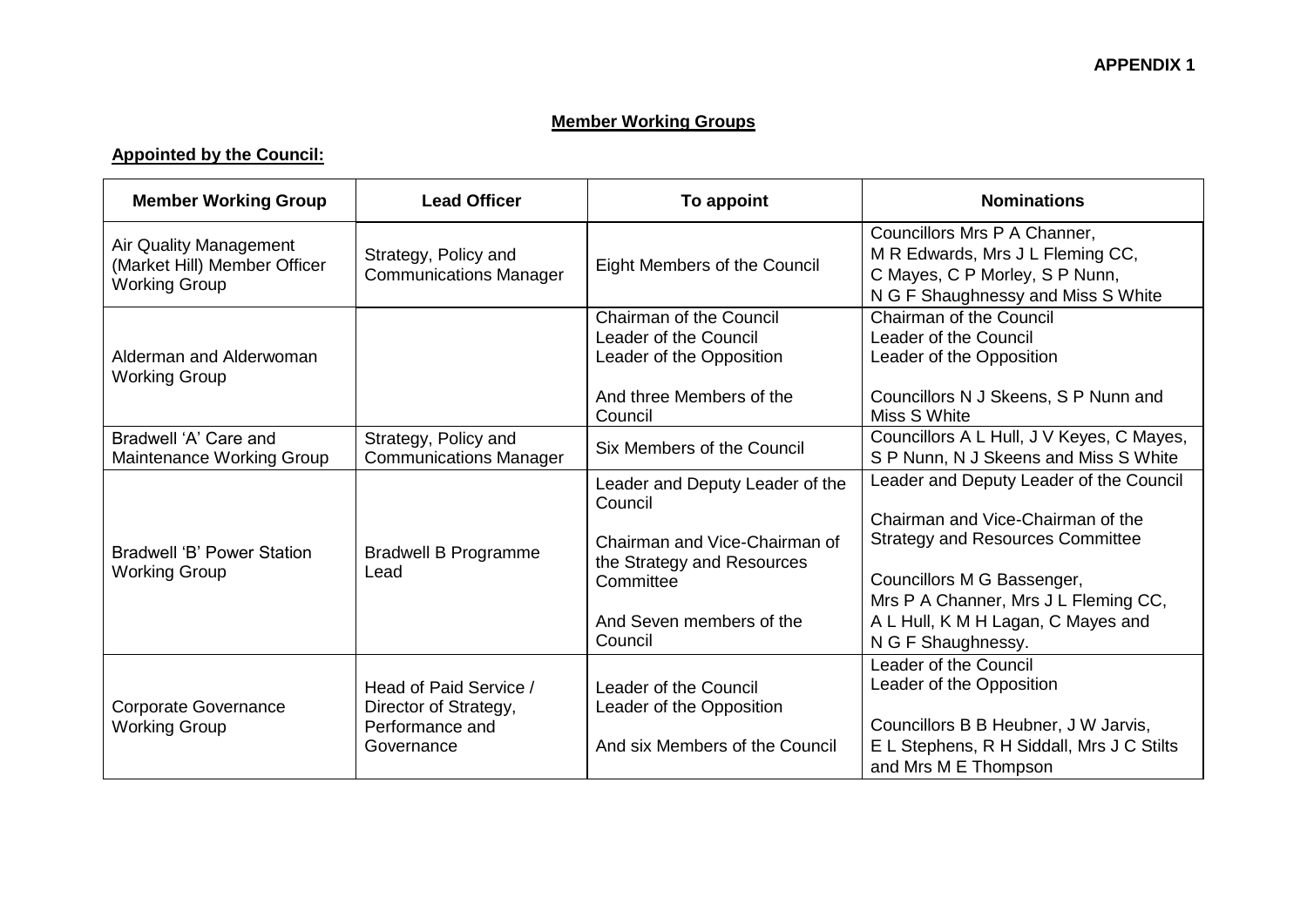**APPENDIX 1**

## Member Working Groups

**Appointed by the Council:**

| Member Working Group | Lead Officer | To appoint | Nominations |
|---|---|---|---|
| Air Quality Management (Market Hill) Member Officer Working Group | Strategy, Policy and Communications Manager | Eight Members of the Council | Councillors Mrs P A Channer, M R Edwards, Mrs J L Fleming CC, C Mayes, C P Morley, S P Nunn, N G F Shaughnessy and Miss S White |
| Alderman and Alderwoman Working Group | | Chairman of the Council<br>Leader of the Council<br>Leader of the Opposition<br><br>And three Members of the Council | Chairman of the Council<br>Leader of the Council<br>Leader of the Opposition<br><br>Councillors N J Skeens, S P Nunn and Miss S White |
| Bradwell 'A' Care and Maintenance Working Group | Strategy, Policy and Communications Manager | Six Members of the Council | Councillors A L Hull, J V Keyes, C Mayes, S P Nunn, N J Skeens and Miss S White |
| Bradwell 'B' Power Station Working Group | Bradwell B Programme Lead | Leader and Deputy Leader of the Council<br><br>Chairman and Vice-Chairman of the Strategy and Resources Committee<br><br>And Seven members of the Council | Leader and Deputy Leader of the Council<br><br>Chairman and Vice-Chairman of the Strategy and Resources Committee<br><br>Councillors M G Bassenger, Mrs P A Channer, Mrs J L Fleming CC, A L Hull, K M H Lagan, C Mayes and N G F Shaughnessy. |
| Corporate Governance Working Group | Head of Paid Service / Director of Strategy, Performance and Governance | Leader of the Council<br>Leader of the Opposition<br><br>And six Members of the Council | Leader of the Council<br>Leader of the Opposition<br><br>Councillors B B Heubner, J W Jarvis, E L Stephens, R H Siddall, Mrs J C Stilts and Mrs M E Thompson |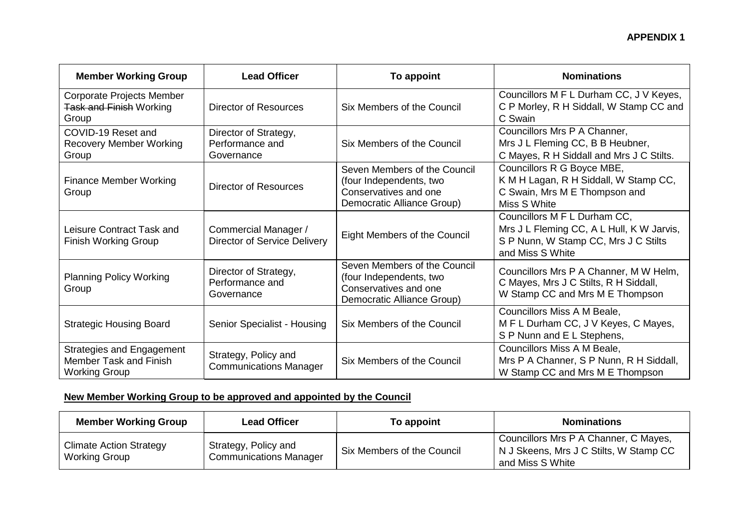**APPENDIX 1**

| Member Working Group | Lead Officer | To appoint | Nominations |
|---|---|---|---|
| Corporate Projects Member ~~Task and Finish~~ Working Group | Director of Resources | Six Members of the Council | Councillors M F L Durham CC, J V Keyes, C P Morley, R H Siddall, W Stamp CC and C Swain |
| COVID-19 Reset and Recovery Member Working Group | Director of Strategy, Performance and Governance | Six Members of the Council | Councillors Mrs P A Channer, Mrs J L Fleming CC, B B Heubner, C Mayes, R H Siddall and Mrs J C Stilts. |
| Finance Member Working Group | Director of Resources | Seven Members of the Council (four Independents, two Conservatives and one Democratic Alliance Group) | Councillors R G Boyce MBE, K M H Lagan, R H Siddall, W Stamp CC, C Swain, Mrs M E Thompson and Miss S White |
| Leisure Contract Task and Finish Working Group | Commercial Manager / Director of Service Delivery | Eight Members of the Council | Councillors M F L Durham CC, Mrs J L Fleming CC, A L Hull, K W Jarvis, S P Nunn, W Stamp CC, Mrs J C Stilts and Miss S White |
| Planning Policy Working Group | Director of Strategy, Performance and Governance | Seven Members of the Council (four Independents, two Conservatives and one Democratic Alliance Group) | Councillors Mrs P A Channer, M W Helm, C Mayes, Mrs J C Stilts, R H Siddall, W Stamp CC and Mrs M E Thompson |
| Strategic Housing Board | Senior Specialist - Housing | Six Members of the Council | Councillors Miss A M Beale, M F L Durham CC, J V Keyes, C Mayes, S P Nunn and E L Stephens, |
| Strategies and Engagement Member Task and Finish Working Group | Strategy, Policy and Communications Manager | Six Members of the Council | Councillors Miss A M Beale, Mrs P A Channer, S P Nunn, R H Siddall, W Stamp CC and Mrs M E Thompson |

**<u>New Member Working Group to be approved and appointed by the Council</u>**

| Member Working Group | Lead Officer | To appoint | Nominations |
|---|---|---|---|
| Climate Action Strategy Working Group | Strategy, Policy and Communications Manager | Six Members of the Council | Councillors Mrs P A Channer, C Mayes, N J Skeens, Mrs J C Stilts, W Stamp CC and Miss S White |